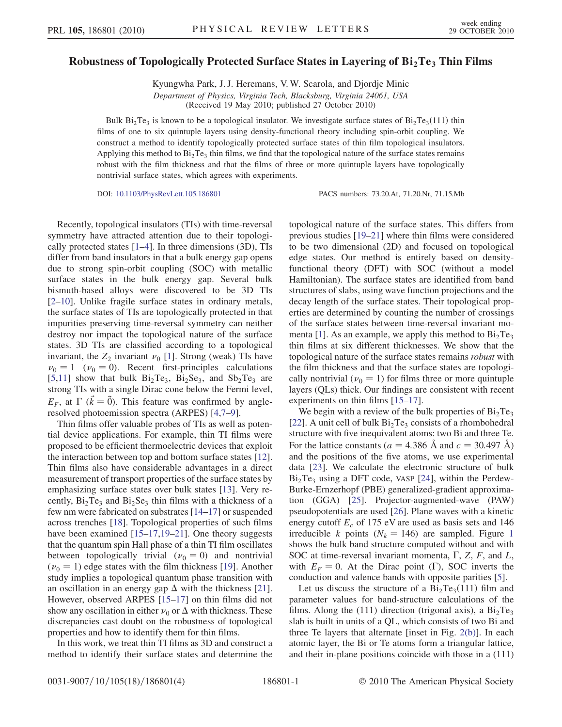# Robustness of Topologically Protected Surface States in Layering of $Bi_2Te_3$ Thin Films

Kyungwha Park, J. J. Heremans, V. W. Scarola, and Djordje Minic

*Department of Physics, Virginia Tech, Blacksburg, Virginia 24061, USA*
(Received 19 May 2010; published 27 October 2010)

Bulk $Bi_2Te_3$ is known to be a topological insulator. We investigate surface states of $Bi_2Te_3(111)$ thin films of one to six quintuple layers using density-functional theory including spin-orbit coupling. We construct a method to identify topologically protected surface states of thin film topological insulators. Applying this method to $Bi_2Te_3$ thin films, we find that the topological nature of the surface states remains robust with the film thickness and that the films of three or more quintuple layers have topologically nontrivial surface states, which agrees with experiments.

DOI: 10.1103/PhysRevLett.105.186801 PACS numbers: 73.20.At, 71.20.Nr, 71.15.Mb

Recently, topological insulators (TIs) with time-reversal symmetry have attracted attention due to their topologically protected surface states [1–4]. In three dimensions (3D), TIs differ from band insulators in that a bulk energy gap opens due to strong spin-orbit coupling (SOC) with metallic surface states in the bulk energy gap. Several bulk bismuth-based alloys were discovered to be 3D TIs [2–10]. Unlike fragile surface states in ordinary metals, the surface states of TIs are topologically protected in that impurities preserving time-reversal symmetry can neither destroy nor impact the topological nature of the surface states. 3D TIs are classified according to a topological invariant, the $Z_2$ invariant $\nu_0$ [1]. Strong (weak) TIs have $\nu_0 = 1$ ($\nu_0 = 0$). Recent first-principles calculations [5,11] show that bulk $Bi_2Te_3$, $Bi_2Se_3$, and $Sb_2Te_3$ are strong TIs with a single Dirac cone below the Fermi level, $E_F$, at $\Gamma$ ($\vec{k} = \vec{0}$). This feature was confirmed by angle-resolved photoemission spectra (ARPES) [4,7–9].

Thin films offer valuable probes of TIs as well as potential device applications. For example, thin TI films were proposed to be efficient thermoelectric devices that exploit the interaction between top and bottom surface states [12]. Thin films also have considerable advantages in a direct measurement of transport properties of the surface states by emphasizing surface states over bulk states [13]. Very recently, $Bi_2Te_3$ and $Bi_2Se_3$ thin films with a thickness of a few nm were fabricated on substrates [14–17] or suspended across trenches [18]. Topological properties of such films have been examined [15–17,19–21]. One theory suggests that the quantum spin Hall phase of a thin TI film oscillates between topologically trivial ($\nu_0 = 0$) and nontrivial ($\nu_0 = 1$) edge states with the film thickness [19]. Another study implies a topological quantum phase transition with an oscillation in an energy gap $\Delta$ with the thickness [21]. However, observed ARPES [15–17] on thin films did not show any oscillation in either $\nu_0$ or $\Delta$ with thickness. These discrepancies cast doubt on the robustness of topological properties and how to identify them for thin films.

In this work, we treat thin TI films as 3D and construct a method to identify their surface states and determine the topological nature of the surface states. This differs from previous studies [19–21] where thin films were considered to be two dimensional (2D) and focused on topological edge states. Our method is entirely based on density-functional theory (DFT) with SOC (without a model Hamiltonian). The surface states are identified from band structures of slabs, using wave function projections and the decay length of the surface states. Their topological properties are determined by counting the number of crossings of the surface states between time-reversal invariant momenta [1]. As an example, we apply this method to $Bi_2Te_3$ thin films at six different thicknesses. We show that the topological nature of the surface states remains *robust* with the film thickness and that the surface states are topologically nontrivial ($\nu_0 = 1$) for films three or more quintuple layers (QLs) thick. Our findings are consistent with recent experiments on thin films [15–17].

We begin with a review of the bulk properties of $Bi_2Te_3$ [22]. A unit cell of bulk $Bi_2Te_3$ consists of a rhombohedral structure with five inequivalent atoms: two Bi and three Te. For the lattice constants ($a = 4.386$ Å and $c = 30.497$ Å) and the positions of the five atoms, we use experimental data [23]. We calculate the electronic structure of bulk $Bi_2Te_3$ using a DFT code, VASP [24], within the Perdew-Burke-Ernzerhopf (PBE) generalized-gradient approximation (GGA) [25]. Projector-augmented-wave (PAW) pseudopotentials are used [26]. Plane waves with a kinetic energy cutoff $E_c$ of 175 eV are used as basis sets and 146 irreducible $k$ points ($N_k = 146$) are sampled. Figure 1 shows the bulk band structure computed without and with SOC at time-reversal invariant momenta, $\Gamma$, $Z$, $F$, and $L$, with $E_F = 0$. At the Dirac point ($\Gamma$), SOC inverts the conduction and valence bands with opposite parities [5].

Let us discuss the structure of a $Bi_2Te_3(111)$ film and parameter values for band-structure calculations of the films. Along the (111) direction (trigonal axis), a $Bi_2Te_3$ slab is built in units of a QL, which consists of two Bi and three Te layers that alternate [inset in Fig. 2(b)]. In each atomic layer, the Bi or Te atoms form a triangular lattice, and their in-plane positions coincide with those in a (111)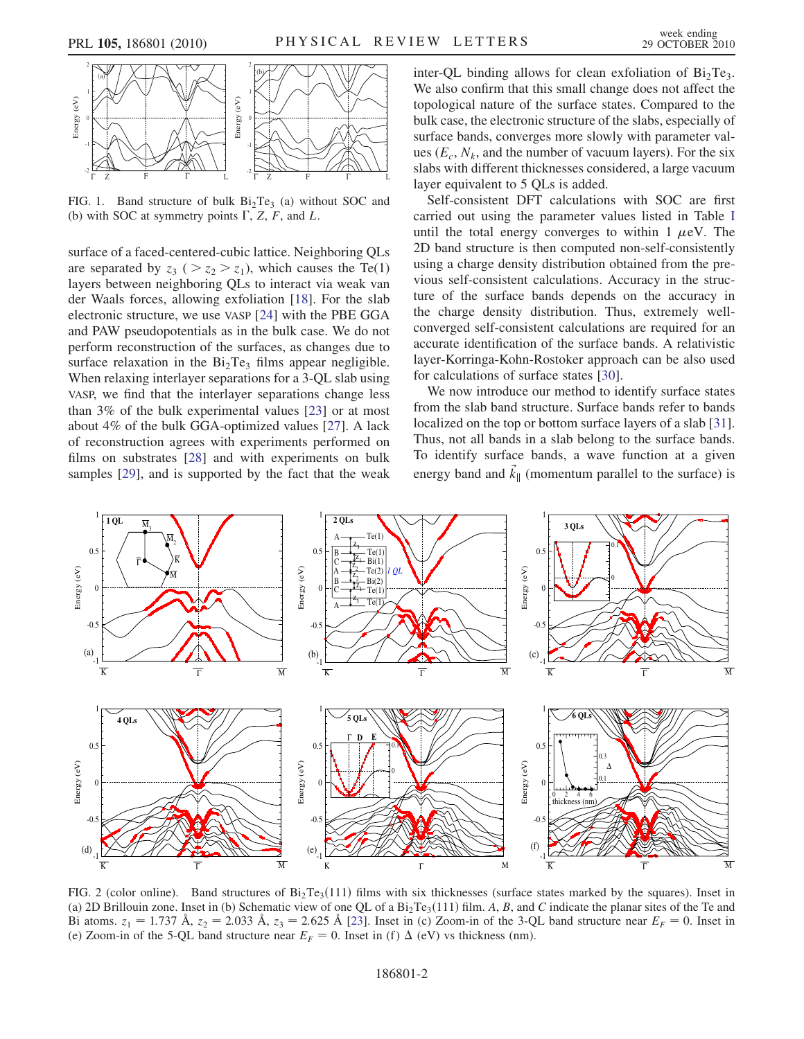FIG. 1. Band structure of bulk $Bi_2Te_3$ (a) without SOC and (b) with SOC at symmetry points Γ, $Z$, $F$, and $L$.

surface of a faced-centered-cubic lattice. Neighboring QLs are separated by $z_3$ ($> z_2 > z_1$), which causes the Te(1) layers between neighboring QLs to interact via weak van der Waals forces, allowing exfoliation [18]. For the slab electronic structure, we use VASP [24] with the PBE GGA and PAW pseudopotentials as in the bulk case. We do not perform reconstruction of the surfaces, as changes due to surface relaxation in the $Bi_2Te_3$ films appear negligible. When relaxing interlayer separations for a 3-QL slab using VASP, we find that the interlayer separations change less than 3% of the bulk experimental values [23] or at most about 4% of the bulk GGA-optimized values [27]. A lack of reconstruction agrees with experiments performed on films on substrates [28] and with experiments on bulk samples [29], and is supported by the fact that the weak inter-QL binding allows for clean exfoliation of $Bi_2Te_3$. We also confirm that this small change does not affect the topological nature of the surface states. Compared to the bulk case, the electronic structure of the slabs, especially of surface bands, converges more slowly with parameter values ($E_c$, $N_k$, and the number of vacuum layers). For the six slabs with different thicknesses considered, a large vacuum layer equivalent to 5 QLs is added.

Self-consistent DFT calculations with SOC are first carried out using the parameter values listed in Table I until the total energy converges to within 1 $\mu$eV. The 2D band structure is then computed non-self-consistently using a charge density distribution obtained from the previous self-consistent calculations. Accuracy in the structure of the surface bands depends on the accuracy in the charge density distribution. Thus, extremely well-converged self-consistent calculations are required for an accurate identification of the surface bands. A relativistic layer-Korringa-Kohn-Rostoker approach can be also used for calculations of surface states [30].

We now introduce our method to identify surface states from the slab band structure. Surface bands refer to bands localized on the top or bottom surface layers of a slab [31]. Thus, not all bands in a slab belong to the surface bands. To identify surface bands, a wave function at a given energy band and $\vec{k}_{\parallel}$ (momentum parallel to the surface) is

FIG. 2 (color online). Band structures of $Bi_2Te_3(111)$ films with six thicknesses (surface states marked by the squares). Inset in (a) 2D Brillouin zone. Inset in (b) Schematic view of one QL of a $Bi_2Te_3(111)$ film. $A$, $B$, and $C$ indicate the planar sites of the Te and Bi atoms. $z_1 = 1.737$ Å, $z_2 = 2.033$ Å, $z_3 = 2.625$ Å [23]. Inset in (c) Zoom-in of the 3-QL band structure near $E_F = 0$. Inset in (e) Zoom-in of the 5-QL band structure near $E_F = 0$. Inset in (f) Δ (eV) vs thickness (nm).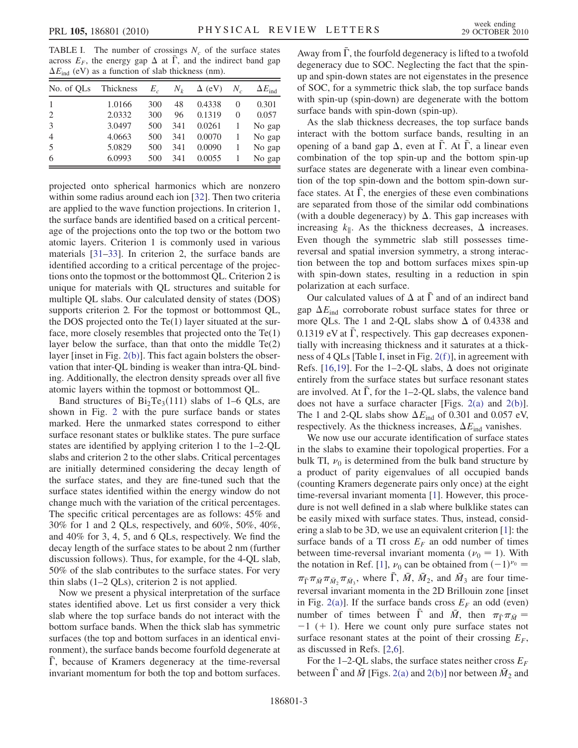TABLE I. The number of crossings $N_c$ of the surface states across $E_F$, the energy gap $\Delta$ at $\bar{\Gamma}$, and the indirect band gap $\Delta E_{\text{ind}}$ (eV) as a function of slab thickness (nm).

| No. of QLs | Thickness | $E_c$ | $N_k$ | $\Delta$ (eV) | $N_c$ | $\Delta E_{\text{ind}}$ |
|---|---|---|---|---|---|---|
| 1 | 1.0166 | 300 | 48 | 0.4338 | 0 | 0.301 |
| 2 | 2.0332 | 300 | 96 | 0.1319 | 0 | 0.057 |
| 3 | 3.0497 | 500 | 341 | 0.0261 | 1 | No gap |
| 4 | 4.0663 | 500 | 341 | 0.0070 | 1 | No gap |
| 5 | 5.0829 | 500 | 341 | 0.0090 | 1 | No gap |
| 6 | 6.0993 | 500 | 341 | 0.0055 | 1 | No gap |

projected onto spherical harmonics which are nonzero within some radius around each ion [32]. Then two criteria are applied to the wave function projections. In criterion 1, the surface bands are identified based on a critical percentage of the projections onto the top two or the bottom two atomic layers. Criterion 1 is commonly used in various materials [31–33]. In criterion 2, the surface bands are identified according to a critical percentage of the projections onto the topmost or the bottommost QL. Criterion 2 is unique for materials with QL structures and suitable for multiple QL slabs. Our calculated density of states (DOS) supports criterion 2. For the topmost or bottommost QL, the DOS projected onto the Te(1) layer situated at the surface, more closely resembles that projected onto the Te(1) layer below the surface, than that onto the middle Te(2) layer [inset in Fig. 2(b)]. This fact again bolsters the observation that inter-QL binding is weaker than intra-QL binding. Additionally, the electron density spreads over all five atomic layers within the topmost or bottommost QL.

Band structures of $Bi_2Te_3$(111) slabs of 1–6 QLs, are shown in Fig. 2 with the pure surface bands or states marked. Here the unmarked states correspond to either surface resonant states or bulklike states. The pure surface states are identified by applying criterion 1 to the 1–2-QL slabs and criterion 2 to the other slabs. Critical percentages are initially determined considering the decay length of the surface states, and they are fine-tuned such that the surface states identified within the energy window do not change much with the variation of the critical percentages. The specific critical percentages are as follows: 45% and 30% for 1 and 2 QLs, respectively, and 60%, 50%, 40%, and 40% for 3, 4, 5, and 6 QLs, respectively. We find the decay length of the surface states to be about 2 nm (further discussion follows). Thus, for example, for the 4-QL slab, 50% of the slab contributes to the surface states. For very thin slabs (1–2 QLs), criterion 2 is not applied.

Now we present a physical interpretation of the surface states identified above. Let us first consider a very thick slab where the top surface bands do not interact with the bottom surface bands. When the thick slab has symmetric surfaces (the top and bottom surfaces in an identical environment), the surface bands become fourfold degenerate at $\bar{\Gamma}$, because of Kramers degeneracy at the time-reversal invariant momentum for both the top and bottom surfaces. Away from $\bar{\Gamma}$, the fourfold degeneracy is lifted to a twofold degeneracy due to SOC. Neglecting the fact that the spin-up and spin-down states are not eigenstates in the presence of SOC, for a symmetric thick slab, the top surface bands with spin-up (spin-down) are degenerate with the bottom surface bands with spin-down (spin-up).

As the slab thickness decreases, the top surface bands interact with the bottom surface bands, resulting in an opening of a band gap $\Delta$, even at $\bar{\Gamma}$. At $\bar{\Gamma}$, a linear even combination of the top spin-up and the bottom spin-up surface states are degenerate with a linear even combination of the top spin-down and the bottom spin-down surface states. At $\bar{\Gamma}$, the energies of these even combinations are separated from those of the similar odd combinations (with a double degeneracy) by $\Delta$. This gap increases with increasing $k_{\parallel}$. As the thickness decreases, $\Delta$ increases. Even though the symmetric slab still possesses time-reversal and spatial inversion symmetry, a strong interaction between the top and bottom surfaces mixes spin-up with spin-down states, resulting in a reduction in spin polarization at each surface.

Our calculated values of $\Delta$ at $\bar{\Gamma}$ and of an indirect band gap $\Delta E_{\text{ind}}$ corroborate robust surface states for three or more QLs. The 1 and 2-QL slabs show $\Delta$ of 0.4338 and 0.1319 eV at $\bar{\Gamma}$, respectively. This gap decreases exponentially with increasing thickness and it saturates at a thickness of 4 QLs [Table I, inset in Fig. 2(f)], in agreement with Refs. [16,19]. For the 1–2-QL slabs, $\Delta$ does not originate entirely from the surface states but surface resonant states are involved. At $\bar{\Gamma}$, for the 1–2-QL slabs, the valence band does not have a surface character [Figs. 2(a) and 2(b)]. The 1 and 2-QL slabs show $\Delta E_{\text{ind}}$ of 0.301 and 0.057 eV, respectively. As the thickness increases, $\Delta E_{\text{ind}}$ vanishes.

We now use our accurate identification of surface states in the slabs to examine their topological properties. For a bulk TI, $\nu_0$ is determined from the bulk band structure by a product of parity eigenvalues of all occupied bands (counting Kramers degenerate pairs only once) at the eight time-reversal invariant momenta [1]. However, this procedure is not well defined in a slab where bulklike states can be easily mixed with surface states. Thus, instead, considering a slab to be 3D, we use an equivalent criterion [1]: the surface bands of a TI cross $E_F$ an odd number of times between time-reversal invariant momenta ($\nu_0 = 1$). With the notation in Ref. [1], $\nu_0$ can be obtained from $(-1)^{\nu_0} = \pi_{\bar{\Gamma}}\pi_{\bar{M}}\pi_{\bar{M}_2}\pi_{\bar{M}_3}$, where $\bar{\Gamma}$, $\bar{M}$, $\bar{M}_2$, and $\bar{M}_3$ are four time-reversal invariant momenta in the 2D Brillouin zone [inset in Fig. 2(a)]. If the surface bands cross $E_F$ an odd (even) number of times between $\bar{\Gamma}$ and $\bar{M}$, then $\pi_{\bar{\Gamma}}\pi_{\bar{M}} = -1$ (+1). Here we count only pure surface states not surface resonant states at the point of their crossing $E_F$, as discussed in Refs. [2,6].

For the 1–2-QL slabs, the surface states neither cross $E_F$ between $\bar{\Gamma}$ and $\bar{M}$ [Figs. 2(a) and 2(b)] nor between $\bar{M}_2$ and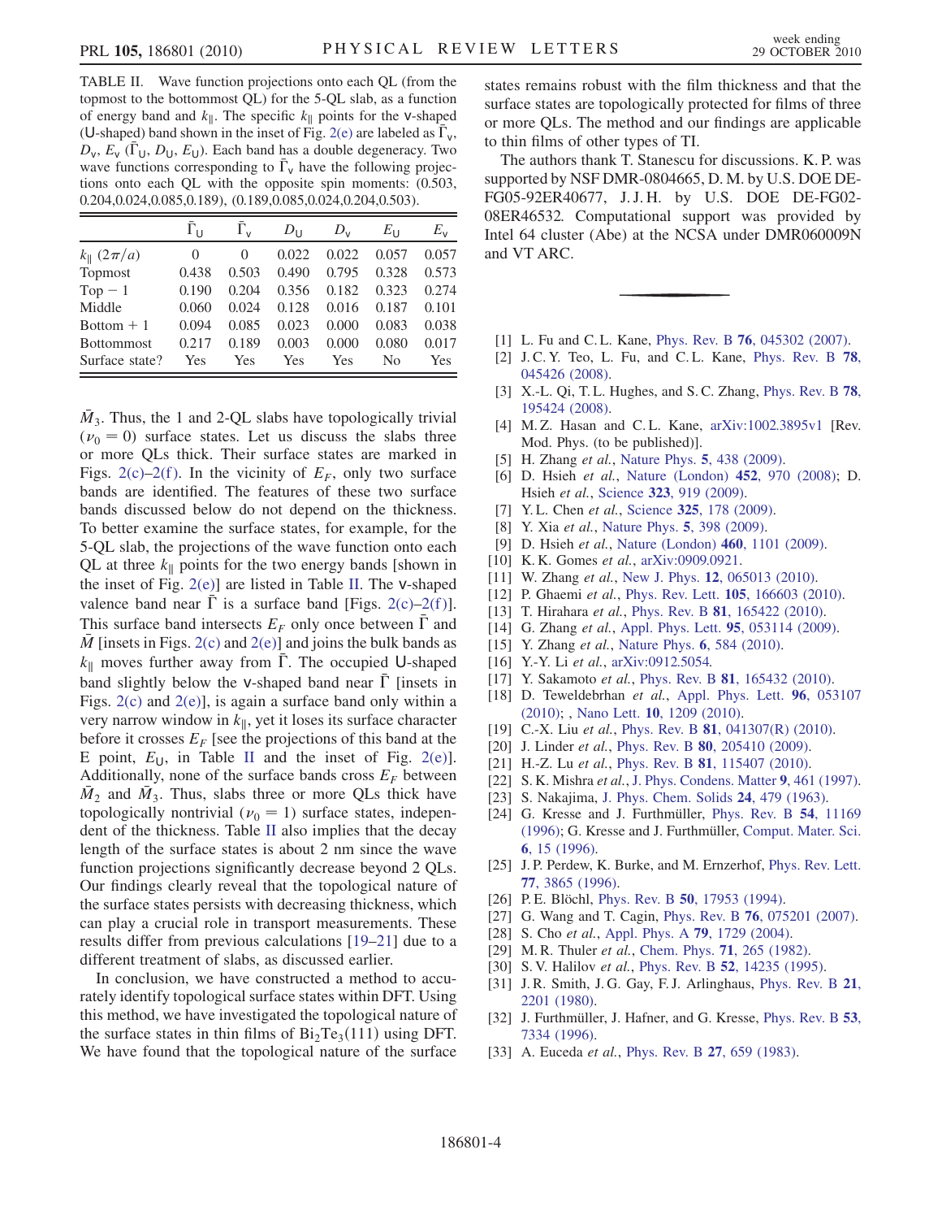TABLE II. Wave function projections onto each QL (from the topmost to the bottommost QL) for the 5-QL slab, as a function of energy band and $k_{\parallel}$. The specific $k_{\parallel}$ points for the V-shaped (U-shaped) band shown in the inset of Fig. 2(e) are labeled as $\bar{\Gamma}_{\mathsf{V}}$, $D_{\mathsf{V}}$, $E_{\mathsf{V}}$ ($\bar{\Gamma}_{\mathsf{U}}$, $D_{\mathsf{U}}$, $E_{\mathsf{U}}$). Each band has a double degeneracy. Two wave functions corresponding to $\bar{\Gamma}_{\mathsf{V}}$ have the following projections onto each QL with the opposite spin moments: (0.503, 0.204, 0.024, 0.085, 0.189), (0.189, 0.085, 0.024, 0.204, 0.503).

| | $\bar{\Gamma}_{\mathsf{U}}$ | $\bar{\Gamma}_{\mathsf{V}}$ | $D_{\mathsf{U}}$ | $D_{\mathsf{V}}$ | $E_{\mathsf{U}}$ | $E_{\mathsf{V}}$ |
|---|---|---|---|---|---|---|
| $k_{\parallel}$ $(2\pi/a)$ | 0 | 0 | 0.022 | 0.022 | 0.057 | 0.057 |
| Topmost | 0.438 | 0.503 | 0.490 | 0.795 | 0.328 | 0.573 |
| Top − 1 | 0.190 | 0.204 | 0.356 | 0.182 | 0.323 | 0.274 |
| Middle | 0.060 | 0.024 | 0.128 | 0.016 | 0.187 | 0.101 |
| Bottom + 1 | 0.094 | 0.085 | 0.023 | 0.000 | 0.083 | 0.038 |
| Bottommost | 0.217 | 0.189 | 0.003 | 0.000 | 0.080 | 0.017 |
| Surface state? | Yes | Yes | Yes | Yes | No | Yes |

$\bar{M}_3$. Thus, the 1 and 2-QL slabs have topologically trivial ($\nu_0 = 0$) surface states. Let us discuss the slabs three or more QLs thick. Their surface states are marked in Figs. 2(c)–2(f). In the vicinity of $E_F$, only two surface bands are identified. The features of these two surface bands discussed below do not depend on the thickness. To better examine the surface states, for example, for the 5-QL slab, the projections of the wave function onto each QL at three $k_{\parallel}$ points for the two energy bands [shown in the inset of Fig. 2(e)] are listed in Table II. The V-shaped valence band near $\bar{\Gamma}$ is a surface band [Figs. 2(c)–2(f)]. This surface band intersects $E_F$ only once between $\bar{\Gamma}$ and $\bar{M}$ [insets in Figs. 2(c) and 2(e)] and joins the bulk bands as $k_{\parallel}$ moves further away from $\bar{\Gamma}$. The occupied U-shaped band slightly below the V-shaped band near $\bar{\Gamma}$ [insets in Figs. 2(c) and 2(e)], is again a surface band only within a very narrow window in $k_{\parallel}$, yet it loses its surface character before it crosses $E_F$ [see the projections of this band at the E point, $E_{\mathsf{U}}$, in Table II and the inset of Fig. 2(e)]. Additionally, none of the surface bands cross $E_F$ between $\bar{M}_2$ and $\bar{M}_3$. Thus, slabs three or more QLs thick have topologically nontrivial ($\nu_0 = 1$) surface states, independent of the thickness. Table II also implies that the decay length of the surface states is about 2 nm since the wave function projections significantly decrease beyond 2 QLs. Our findings clearly reveal that the topological nature of the surface states persists with decreasing thickness, which can play a crucial role in transport measurements. These results differ from previous calculations [19–21] due to a different treatment of slabs, as discussed earlier.

In conclusion, we have constructed a method to accurately identify topological surface states within DFT. Using this method, we have investigated the topological nature of the surface states in thin films of $Bi_2Te_3(111)$ using DFT. We have found that the topological nature of the surface states remains robust with the film thickness and that the surface states are topologically protected for films of three or more QLs. The method and our findings are applicable to thin films of other types of TI.

The authors thank T. Stanescu for discussions. K. P. was supported by NSF DMR-0804665, D. M. by U.S. DOE DE-FG05-92ER40677, J. J. H. by U.S. DOE DE-FG02-08ER46532. Computational support was provided by Intel 64 cluster (Abe) at the NCSA under DMR060009N and VT ARC.

[1] L. Fu and C. L. Kane, Phys. Rev. B **76**, 045302 (2007).
[2] J. C. Y. Teo, L. Fu, and C. L. Kane, Phys. Rev. B **78**, 045426 (2008).
[3] X.-L. Qi, T. L. Hughes, and S. C. Zhang, Phys. Rev. B **78**, 195424 (2008).
[4] M. Z. Hasan and C. L. Kane, arXiv:1002.3895v1 [Rev. Mod. Phys. (to be published)].
[5] H. Zhang *et al.*, Nature Phys. **5**, 438 (2009).
[6] D. Hsieh *et al.*, Nature (London) **452**, 970 (2008); D. Hsieh *et al.*, Science **323**, 919 (2009).
[7] Y. L. Chen *et al.*, Science **325**, 178 (2009).
[8] Y. Xia *et al.*, Nature Phys. **5**, 398 (2009).
[9] D. Hsieh *et al.*, Nature (London) **460**, 1101 (2009).
[10] K. K. Gomes *et al.*, arXiv:0909.0921.
[11] W. Zhang *et al.*, New J. Phys. **12**, 065013 (2010).
[12] P. Ghaemi *et al.*, Phys. Rev. Lett. **105**, 166603 (2010).
[13] T. Hirahara *et al.*, Phys. Rev. B **81**, 165422 (2010).
[14] G. Zhang *et al.*, Appl. Phys. Lett. **95**, 053114 (2009).
[15] Y. Zhang *et al.*, Nature Phys. **6**, 584 (2010).
[16] Y.-Y. Li *et al.*, arXiv:0912.5054.
[17] Y. Sakamoto *et al.*, Phys. Rev. B **81**, 165432 (2010).
[18] D. Teweldebrhan *et al.*, Appl. Phys. Lett. **96**, 053107 (2010); , Nano Lett. **10**, 1209 (2010).
[19] C.-X. Liu *et al.*, Phys. Rev. B **81**, 041307(R) (2010).
[20] J. Linder *et al.*, Phys. Rev. B **80**, 205410 (2009).
[21] H.-Z. Lu *et al.*, Phys. Rev. B **81**, 115407 (2010).
[22] S. K. Mishra *et al.*, J. Phys. Condens. Matter **9**, 461 (1997).
[23] S. Nakajima, J. Phys. Chem. Solids **24**, 479 (1963).
[24] G. Kresse and J. Furthmüller, Phys. Rev. B **54**, 11169 (1996); G. Kresse and J. Furthmüller, Comput. Mater. Sci. **6**, 15 (1996).
[25] J. P. Perdew, K. Burke, and M. Ernzerhof, Phys. Rev. Lett. **77**, 3865 (1996).
[26] P. E. Blöchl, Phys. Rev. B **50**, 17953 (1994).
[27] G. Wang and T. Cagin, Phys. Rev. B **76**, 075201 (2007).
[28] S. Cho *et al.*, Appl. Phys. A **79**, 1729 (2004).
[29] M. R. Thuler *et al.*, Chem. Phys. **71**, 265 (1982).
[30] S. V. Halilov *et al.*, Phys. Rev. B **52**, 14235 (1995).
[31] J. R. Smith, J. G. Gay, F. J. Arlinghaus, Phys. Rev. B **21**, 2201 (1980).
[32] J. Furthmüller, J. Hafner, and G. Kresse, Phys. Rev. B **53**, 7334 (1996).
[33] A. Euceda *et al.*, Phys. Rev. B **27**, 659 (1983).